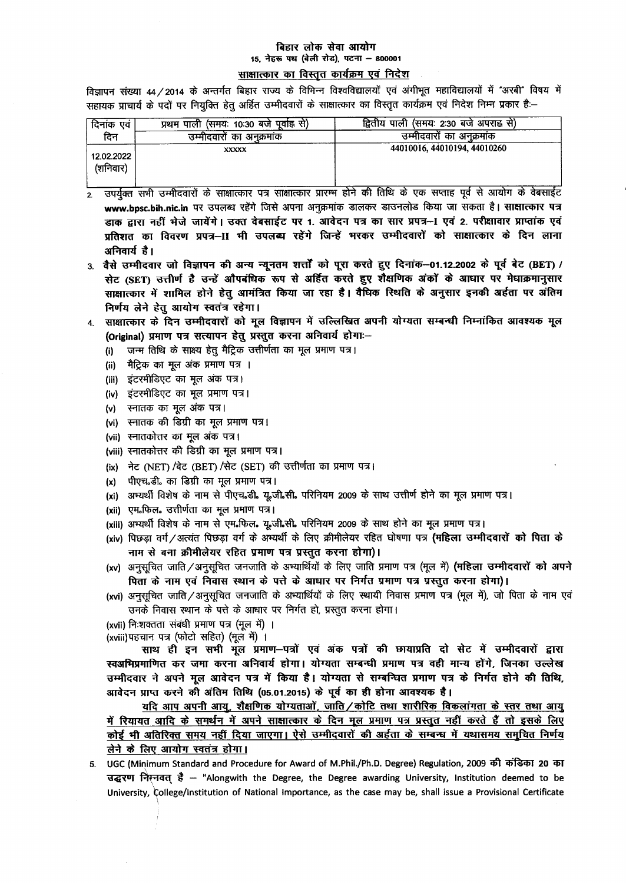# बिहार लोक सेवा आयोग

15, नेहरू पथ (बेली रोड), पटना – 800001

## साक्षात्कार का विस्तृत कार्यक्रम एवं निदेश

विज्ञापन संख्या 44/2014 के अन्तर्गत बिहार राज्य के विभिन्न विश्वविद्यालयों एवं अंगीभूत महाविद्यालयों में "अरबी" विषय में सहायक प्राचार्य के पदों पर नियुक्ति हेतु अर्हित उम्मीदवारों के साक्षात्कार का विस्तृत कार्यक्रम एवं निदेश निम्न प्रकार है:–

| दिनांक एवं दिन | प्रथम पाली (समयः 10:30 बजे पूर्वाह्न से) | द्वितीय पाली (समयः 2:30 बजे अपराह्न से) |
|---|---|---|
| | उम्मीदवारों का अनुक्रमांक | उम्मीदवारों का अनुक्रमांक |
| 12.02.2022 (शनिवार) | XXXXX | 44010016, 44010194, 44010260 |

2. उपर्युक्त सभी उम्मीदवारों के साक्षात्कार पत्र साक्षात्कार प्रारम्भ होने की तिथि के एक सप्ताह पूर्व से आयोग के वेबसाईट **www.bpsc.bih.nic.in** पर उपलब्ध रहेंगे जिसे अपना अनुक्रमांक डालकर डाउनलोड किया जा सकता है। **साक्षात्कार पत्र डाक द्वारा नहीं भेजे जायेंगे। उक्त वेबसाईट पर 1. आवेदन पत्र का सार प्रपत्र–I एवं 2. परीक्षावार प्राप्तांक एवं प्रतिशत का विवरण प्रपत्र–II भी उपलब्ध रहेंगे जिन्हें भरकर उम्मीदवारों को साक्षात्कार के दिन लाना अनिवार्य है।**

3. **वैसे उम्मीदवार जो विज्ञापन की अन्य न्यूनतम शर्तों को पूरा करते हुए दिनांक–01.12.2002 के पूर्व बेट (BET) / सेट (SET) उत्तीर्ण है उन्हें औपबंधिक रूप से अर्हित करते हुए शैक्षणिक अंकों के आधार पर मेधाक्रमानुसार साक्षात्कार में शामिल होने हेतु आमंत्रित किया जा रहा है। वैधिक स्थिति के अनुसार इनकी अर्हता पर अंतिम निर्णय लेने हेतु आयोग स्वतंत्र रहेगा।**

4. **साक्षात्कार के दिन उम्मीदवारों को मूल विज्ञापन में उल्लिखित अपनी योग्यता सम्बन्धी निम्नांकित आवश्यक मूल (Original) प्रमाण पत्र सत्यापन हेतु प्रस्तुत करना अनिवार्य होगाः–**
   - (i) जन्म तिथि के साक्ष्य हेतु मैट्रिक उत्तीर्णता का मूल प्रमाण पत्र।
   - (ii) मैट्रिक का मूल अंक प्रमाण पत्र ।
   - (iii) इंटरमीडिएट का मूल अंक पत्र।
   - (iv) इंटरमीडिएट का मूल प्रमाण पत्र।
   - (v) स्नातक का मूल अंक पत्र।
   - (vi) स्नातक की डिग्री का मूल प्रमाण पत्र।
   - (vii) स्नातकोत्तर का मूल अंक पत्र।
   - (viii) स्नातकोत्तर की डिग्री का मूल प्रमाण पत्र।
   - (ix) नेट (NET) /बेट (BET) /सेट (SET) की उत्तीर्णता का प्रमाण पत्र।
   - (x) पीएच॰डी॰ का डिग्री का मूल प्रमाण पत्र।
   - (xi) अभ्यर्थी विशेष के नाम से पीएच॰डी॰ यू॰जी॰सी॰ परिनियम 2009 के साथ उत्तीर्ण होने का मूल प्रमाण पत्र।
   - (xii) एम॰फिल॰ उत्तीर्णता का मूल प्रमाण पत्र।
   - (xiii) अभ्यर्थी विशेष के नाम से एम॰फिल॰ यू॰जी॰सी॰ परिनियम 2009 के साथ होने का मूल प्रमाण पत्र।
   - (xiv) पिछड़ा वर्ग/अत्यंत पिछड़ा वर्ग के अभ्यर्थी के लिए क्रीमीलेयर रहित घोषणा पत्र **(महिला उम्मीदवारों को पिता के नाम से बना क्रीमीलेयर रहित प्रमाण पत्र प्रस्तुत करना होगा)।**
   - (xv) अनुसूचित जाति/अनुसूचित जनजाति के अभ्यर्थियों के लिए जाति प्रमाण पत्र (मूल में) **(महिला उम्मीदवारों को अपने पिता के नाम एवं निवास स्थान के पत्ते के आधार पर निर्गत प्रमाण पत्र प्रस्तुत करना होगा)।**
   - (xvi) अनुसूचित जाति/अनुसूचित जनजाति के अभ्यर्थियों के लिए स्थायी निवास प्रमाण पत्र (मूल में), जो पिता के नाम एवं उनके निवास स्थान के पत्ते के आधार पर निर्गत हो, प्रस्तुत करना होगा।
   - (xvii) निःशक्तता संबंधी प्रमाण पत्र (मूल में) ।
   - (xviii) पहचान पत्र (फोटो सहित) (मूल में) ।

   **साथ ही इन सभी मूल प्रमाण–पत्रों एवं अंक पत्रों की छायाप्रति दो सेट में उम्मीदवारों द्वारा स्वअभिप्रमाणित कर जमा करना अनिवार्य होगा। योग्यता सम्बन्धी प्रमाण पत्र वही मान्य होंगे, जिनका उल्लेख उम्मीदवार ने अपने मूल आवेदन पत्र में किया है। योग्यता से सम्बन्धित प्रमाण पत्र के निर्गत होने की तिथि, आवेदन प्राप्त करने की अंतिम तिथि (05.01.2015) के पूर्व का ही होना आवश्यक है।**

   **यदि आप अपनी आयु, शैक्षणिक योग्यताओं, जाति/कोटि तथा शारीरिक विकलांगता के स्तर तथा आयु में रियायत आदि के समर्थन में अपने साक्षात्कार के दिन मूल प्रमाण पत्र प्रस्तुत नहीं करते हैं तो इसके लिए कोई भी अतिरिक्त समय नहीं दिया जाएगा। ऐसे उम्मीदवारों की अर्हता के सम्बन्ध में यथासमय समुचित निर्णय लेने के लिए आयोग स्वतंत्र होगा।**

5. **UGC (Minimum Standard and Procedure for Award of M.Phil./Ph.D. Degree) Regulation, 2009 की कंडिका 20 का उद्धरण निम्नवत् है** – "Alongwith the Degree, the Degree awarding University, Institution deemed to be University, College/Institution of National Importance, as the case may be, shall issue a Provisional Certificate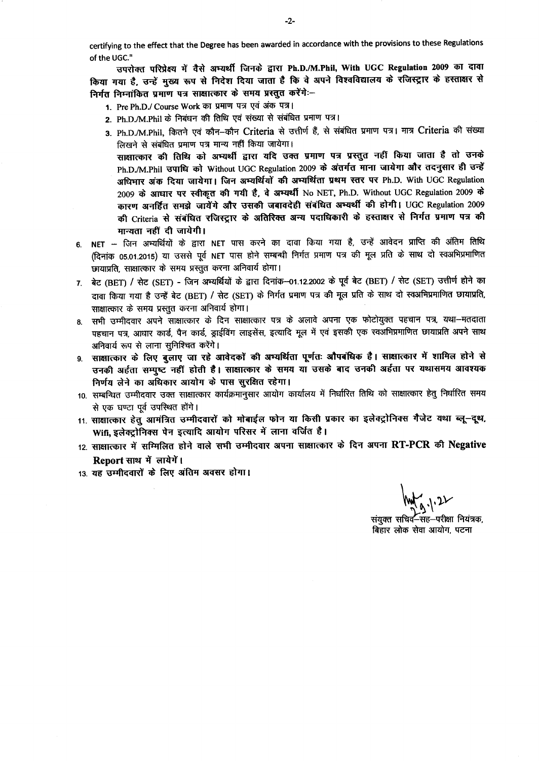certifying to the effect that the Degree has been awarded in accordance with the provisions to these Regulations of the UGC."

**उपरोक्त परिप्रेक्ष्य में वैसे अभ्यर्थी जिनके द्वारा Ph.D./M.Phil, With UGC Regulation 2009 का दावा किया गया है, उन्हें मुख्य रूप से निदेश दिया जाता है कि वे अपने विश्वविद्यालय के रजिस्ट्रार के हस्ताक्षर से निर्गत निम्नांकित प्रमाण पत्र साक्षात्कार के समय प्रस्तुत करेंगे:–**

1. Pre Ph.D./ Course Work का प्रमाण पत्र एवं अंक पत्र।
2. Ph.D./M.Phil के निबंधन की तिथि एवं संख्या से संबंधित प्रमाण पत्र।
3. Ph.D./M.Phil, कितने एवं कौन–कौन Criteria से उत्तीर्ण हैं, से संबंधित प्रमाण पत्र। मात्र Criteria की संख्या लिखने से संबंधित प्रमाण पत्र मान्य नहीं किया जायेगा।

   **साक्षात्कार की तिथि को अभ्यर्थी द्वारा यदि उक्त प्रमाण पत्र प्रस्तुत नहीं किया जाता है तो उनके Ph.D./M.Phil उपाधि को Without UGC Regulation 2009 के अंतर्गत माना जायेगा और तदनुसार ही उन्हें अधिभार अंक दिया जायेगा। जिन अभ्यर्थियों की अभ्यर्थिता प्रथम स्तर पर Ph.D. With UGC Regulation 2009 के आधार पर स्वीकृत की गयी है, वे अभ्यर्थी No NET, Ph.D. Without UGC Regulation 2009 के कारण अनर्हित समझे जायेंगे और उसकी जबावदेही संबंधित अभ्यर्थी की होगी। UGC Regulation 2009 की Criteria से संबंधित रजिस्ट्रार के अतिरिक्त अन्य पदाधिकारी के हस्ताक्षर से निर्गत प्रमाण पत्र की मान्यता नहीं दी जायेगी।**

6. NET – जिन अभ्यर्थियों के द्वारा NET पास करने का दावा किया गया है, उन्हें आवेदन प्राप्ति की अंतिम तिथि (दिनांक 05.01.2015) या उससे पूर्व NET पास होने सम्बन्धी निर्गत प्रमाण पत्र की मूल प्रति के साथ दो स्वअभिप्रमाणित छायाप्रति, साक्षात्कार के समय प्रस्तुत करना अनिवार्य होगा।
7. बेट (BET) / सेट (SET) - जिन अभ्यर्थियों के द्वारा दिनांक–01.12.2002 के पूर्व बेट (BET) / सेट (SET) उत्तीर्ण होने का दावा किया गया है उन्हें बेट (BET) / सेट (SET) के निर्गत प्रमाण पत्र की मूल प्रति के साथ दो स्वअभिप्रमाणित छायाप्रति, साक्षात्कार के समय प्रस्तुत करना अनिवार्य होगा।
8. सभी उम्मीदवार अपने साक्षात्कार के दिन साक्षात्कार पत्र के अलावे अपना एक फोटोयुक्त पहचान पत्र, यथा–मतदाता पहचान पत्र, आधार कार्ड, पैन कार्ड, ड्राईविंग लाइसेंस, इत्यादि मूल में एवं इसकी एक स्वअभिप्रमाणित छायाप्रति अपने साथ अनिवार्य रूप से लाना सुनिश्चित करेंगे।
9. **साक्षात्कार के लिए बुलाए जा रहे आवेदकों की अभ्यर्थिता पूर्णतः औपबंधिक है। साक्षात्कार में शामिल होने से उनकी अर्हता सम्पुष्ट नहीं होती है। साक्षात्कार के समय या उसके बाद उनकी अर्हता पर यथासमय आवश्यक निर्णय लेने का अधिकार आयोग के पास सुरक्षित रहेगा।**
10. सम्बन्धित उम्मीदवार उक्त साक्षात्कार कार्यक्रमानुसार आयोग कार्यालय में निर्धारित तिथि को साक्षात्कार हेतु निर्धारित समय से एक घण्टा पूर्व उपस्थित होंगे।
11. **साक्षात्कार हेतु आमंत्रित उम्मीदवारों को मोबाईल फोन या किसी प्रकार का इलेक्ट्रोनिक्स गैजेट यथा ब्लू–टूथ, Wifi, इलेक्ट्रोनिक्स पेन इत्यादि आयोग परिसर में लाना वर्जित है।**
12. **साक्षात्कार में सम्मिलित होने वाले सभी उम्मीदवार अपना साक्षात्कार के दिन अपना RT-PCR की Negative Report साथ में लायेगें।**
13. **यह उम्मीदवारों के लिए अंतिम अवसर होगा।**

9.1.21

संयुक्त सचिव–सह–परीक्षा नियंत्रक,
बिहार लोक सेवा आयोग, पटना